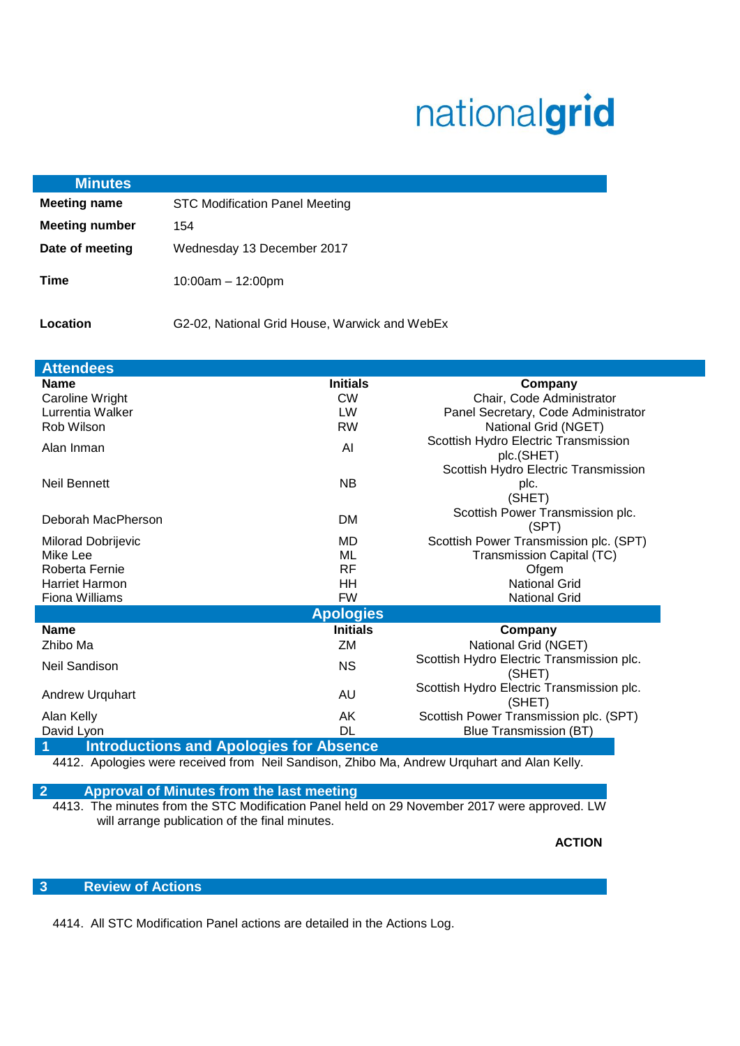nationalgrid

## Minutes

| | |
|---|---|
| **Meeting name** | STC Modification Panel Meeting |
| **Meeting number** | 154 |
| **Date of meeting** | Wednesday 13 December 2017 |
| **Time** | 10:00am – 12:00pm |
| **Location** | G2-02, National Grid House, Warwick and WebEx |

## Attendees

| Name | Initials | Company |
|---|---|---|
| Caroline Wright | CW | Chair, Code Administrator |
| Lurrentia Walker | LW | Panel Secretary, Code Administrator |
| Rob Wilson | RW | National Grid (NGET) |
| Alan Inman | AI | Scottish Hydro Electric Transmission plc.(SHET) |
| Neil Bennett | NB | Scottish Hydro Electric Transmission plc. (SHET) |
| Deborah MacPherson | DM | Scottish Power Transmission plc. (SPT) |
| Milorad Dobrijevic | MD | Scottish Power Transmission plc. (SPT) |
| Mike Lee | ML | Transmission Capital (TC) |
| Roberta Fernie | RF | Ofgem |
| Harriet Harmon | HH | National Grid |
| Fiona Williams | FW | National Grid |

## Apologies

| Name | Initials | Company |
|---|---|---|
| Zhibo Ma | ZM | National Grid (NGET) |
| Neil Sandison | NS | Scottish Hydro Electric Transmission plc. (SHET) |
| Andrew Urquhart | AU | Scottish Hydro Electric Transmission plc. (SHET) |
| Alan Kelly | AK | Scottish Power Transmission plc. (SPT) |
| David Lyon | DL | Blue Transmission (BT) |

## 1 Introductions and Apologies for Absence

4412. Apologies were received from Neil Sandison, Zhibo Ma, Andrew Urquhart and Alan Kelly.

## 2 Approval of Minutes from the last meeting

4413. The minutes from the STC Modification Panel held on 29 November 2017 were approved. LW will arrange publication of the final minutes.

**ACTION**

## 3 Review of Actions

4414. All STC Modification Panel actions are detailed in the Actions Log.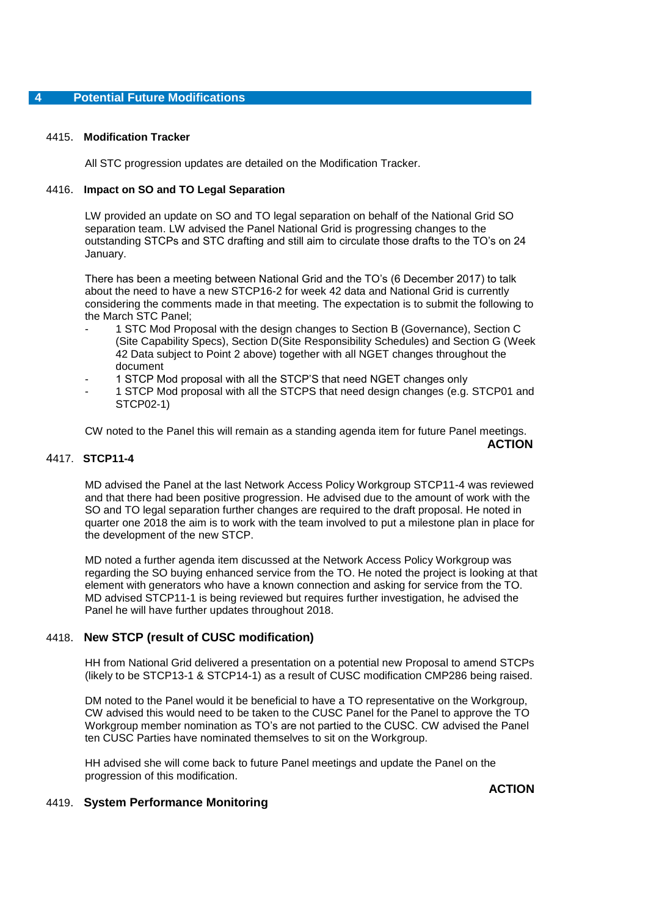## 4 Potential Future Modifications

4415. **Modification Tracker**

All STC progression updates are detailed on the Modification Tracker.

4416. **Impact on SO and TO Legal Separation**

LW provided an update on SO and TO legal separation on behalf of the National Grid SO separation team. LW advised the Panel National Grid is progressing changes to the outstanding STCPs and STC drafting and still aim to circulate those drafts to the TO's on 24 January.

There has been a meeting between National Grid and the TO's (6 December 2017) to talk about the need to have a new STCP16-2 for week 42 data and National Grid is currently considering the comments made in that meeting. The expectation is to submit the following to the March STC Panel;

- 1 STC Mod Proposal with the design changes to Section B (Governance), Section C (Site Capability Specs), Section D(Site Responsibility Schedules) and Section G (Week 42 Data subject to Point 2 above) together with all NGET changes throughout the document
- 1 STCP Mod proposal with all the STCP'S that need NGET changes only
- 1 STCP Mod proposal with all the STCPS that need design changes (e.g. STCP01 and STCP02-1)

CW noted to the Panel this will remain as a standing agenda item for future Panel meetings.

**ACTION**

4417. **STCP11-4**

MD advised the Panel at the last Network Access Policy Workgroup STCP11-4 was reviewed and that there had been positive progression. He advised due to the amount of work with the SO and TO legal separation further changes are required to the draft proposal. He noted in quarter one 2018 the aim is to work with the team involved to put a milestone plan in place for the development of the new STCP.

MD noted a further agenda item discussed at the Network Access Policy Workgroup was regarding the SO buying enhanced service from the TO. He noted the project is looking at that element with generators who have a known connection and asking for service from the TO. MD advised STCP11-1 is being reviewed but requires further investigation, he advised the Panel he will have further updates throughout 2018.

4418. **New STCP (result of CUSC modification)**

HH from National Grid delivered a presentation on a potential new Proposal to amend STCPs (likely to be STCP13-1 & STCP14-1) as a result of CUSC modification CMP286 being raised.

DM noted to the Panel would it be beneficial to have a TO representative on the Workgroup, CW advised this would need to be taken to the CUSC Panel for the Panel to approve the TO Workgroup member nomination as TO's are not partied to the CUSC. CW advised the Panel ten CUSC Parties have nominated themselves to sit on the Workgroup.

HH advised she will come back to future Panel meetings and update the Panel on the progression of this modification.

**ACTION**

4419. **System Performance Monitoring**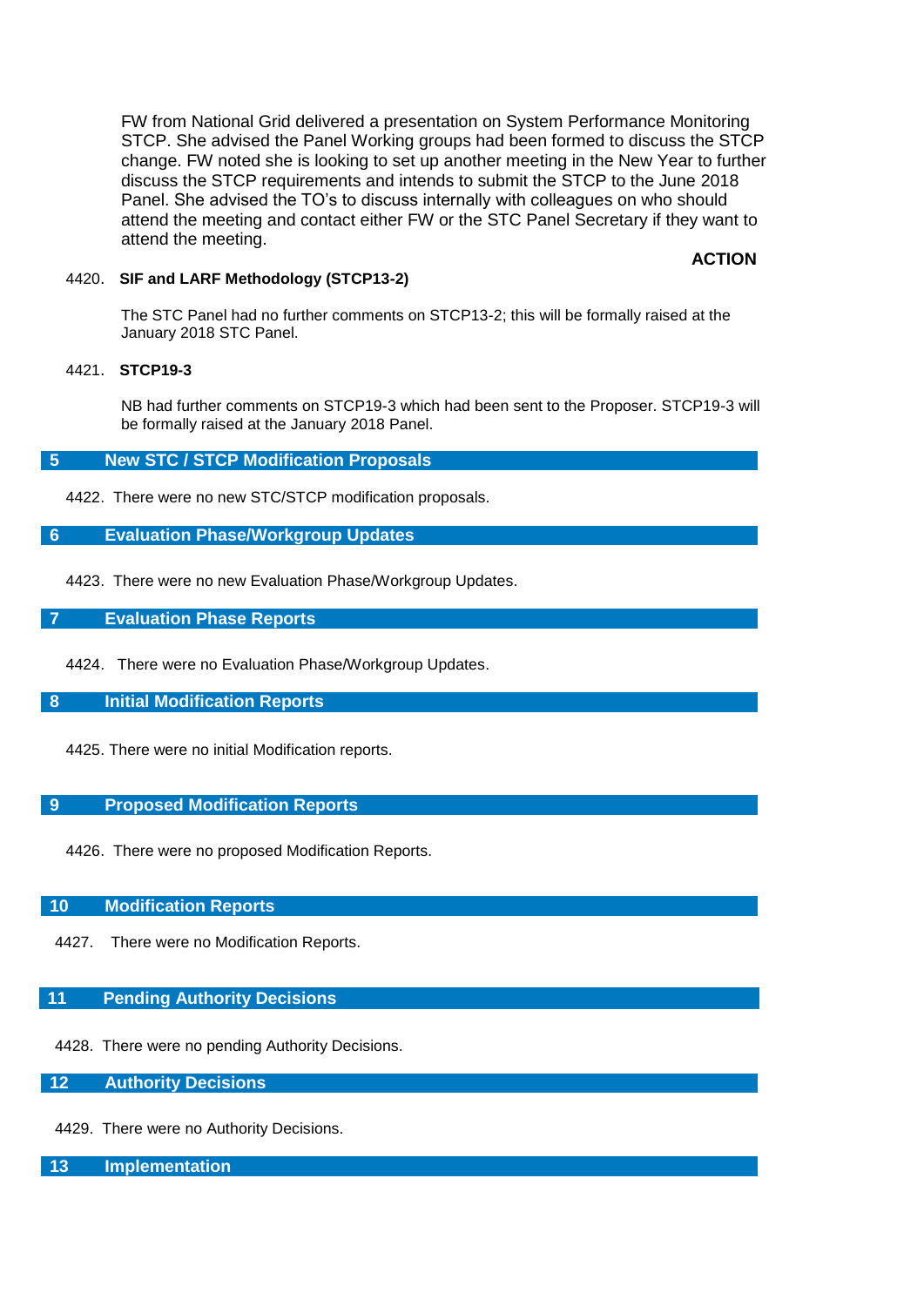FW from National Grid delivered a presentation on System Performance Monitoring STCP. She advised the Panel Working groups had been formed to discuss the STCP change. FW noted she is looking to set up another meeting in the New Year to further discuss the STCP requirements and intends to submit the STCP to the June 2018 Panel. She advised the TO's to discuss internally with colleagues on who should attend the meeting and contact either FW or the STC Panel Secretary if they want to attend the meeting.

**ACTION**

4420. **SIF and LARF Methodology (STCP13-2)**

The STC Panel had no further comments on STCP13-2; this will be formally raised at the January 2018 STC Panel.

4421. **STCP19-3**

NB had further comments on STCP19-3 which had been sent to the Proposer. STCP19-3 will be formally raised at the January 2018 Panel.

## 5 New STC / STCP Modification Proposals

4422. There were no new STC/STCP modification proposals.

## 6 Evaluation Phase/Workgroup Updates

4423. There were no new Evaluation Phase/Workgroup Updates.

## 7 Evaluation Phase Reports

4424. There were no Evaluation Phase/Workgroup Updates.

## 8 Initial Modification Reports

4425. There were no initial Modification reports.

## 9 Proposed Modification Reports

4426. There were no proposed Modification Reports.

## 10 Modification Reports

4427. There were no Modification Reports.

## 11 Pending Authority Decisions

4428. There were no pending Authority Decisions.

## 12 Authority Decisions

4429. There were no Authority Decisions.

## 13 Implementation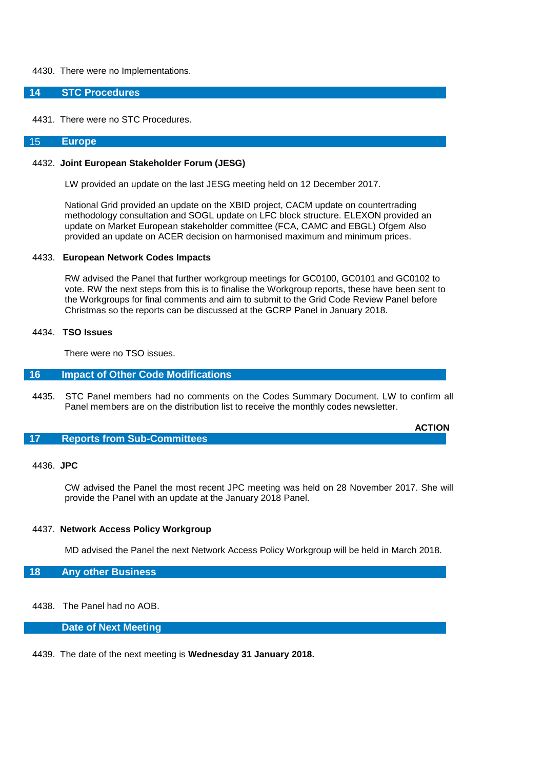4430. There were no Implementations.

## 14 STC Procedures

4431. There were no STC Procedures.

## 15 Europe

4432. **Joint European Stakeholder Forum (JESG)**

LW provided an update on the last JESG meeting held on 12 December 2017.

National Grid provided an update on the XBID project, CACM update on countertrading methodology consultation and SOGL update on LFC block structure. ELEXON provided an update on Market European stakeholder committee (FCA, CAMC and EBGL) Ofgem Also provided an update on ACER decision on harmonised maximum and minimum prices.

4433. **European Network Codes Impacts**

RW advised the Panel that further workgroup meetings for GC0100, GC0101 and GC0102 to vote. RW the next steps from this is to finalise the Workgroup reports, these have been sent to the Workgroups for final comments and aim to submit to the Grid Code Review Panel before Christmas so the reports can be discussed at the GCRP Panel in January 2018.

4434. **TSO Issues**

There were no TSO issues.

## 16 Impact of Other Code Modifications

4435. STC Panel members had no comments on the Codes Summary Document. LW to confirm all Panel members are on the distribution list to receive the monthly codes newsletter.

**ACTION**

## 17 Reports from Sub-Committees

4436. **JPC**

CW advised the Panel the most recent JPC meeting was held on 28 November 2017. She will provide the Panel with an update at the January 2018 Panel.

4437. **Network Access Policy Workgroup**

MD advised the Panel the next Network Access Policy Workgroup will be held in March 2018.

## 18 Any other Business

4438. The Panel had no AOB.

## Date of Next Meeting

4439. The date of the next meeting is **Wednesday 31 January 2018.**